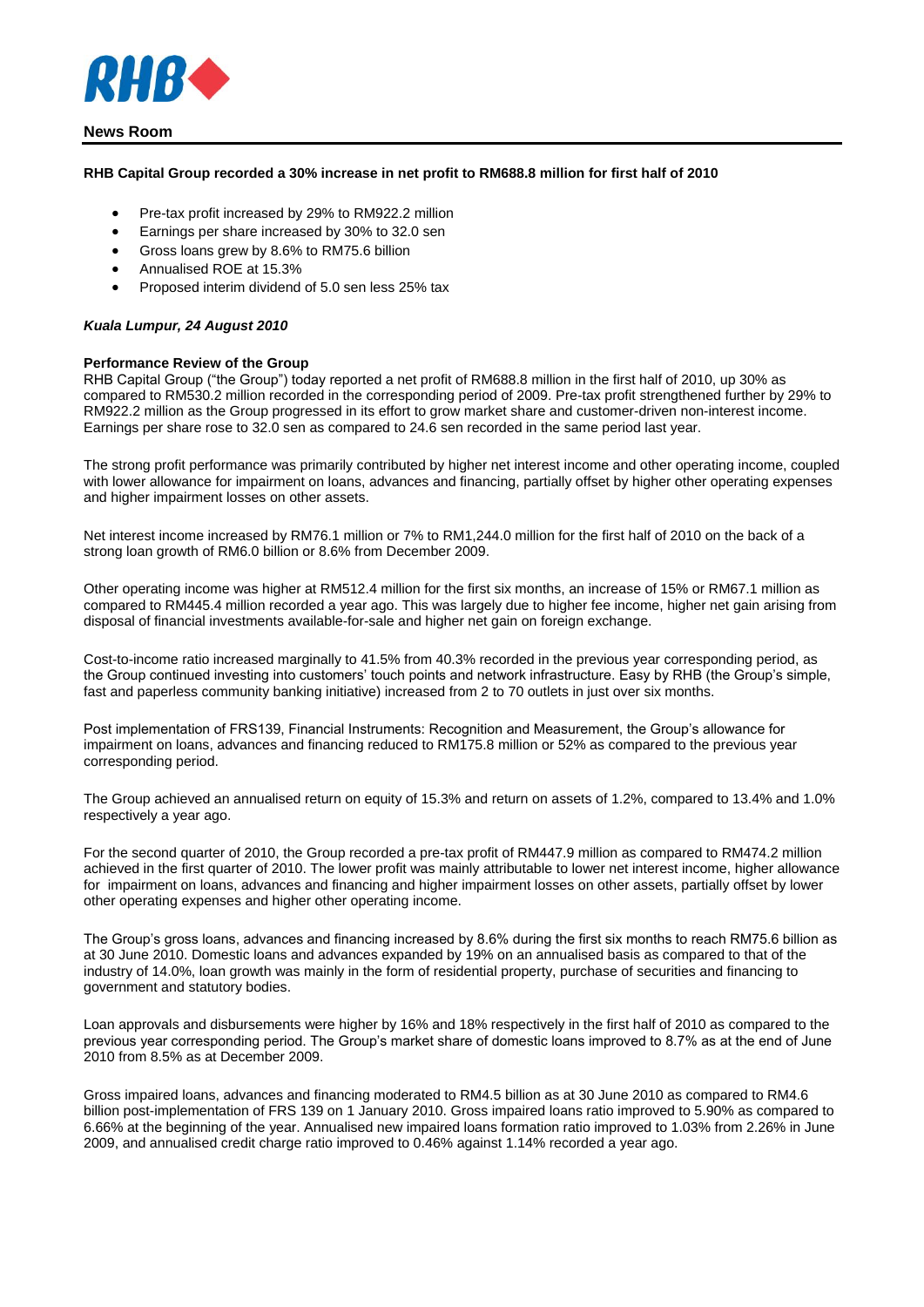RHB

**News Room**

**RHB Capital Group recorded a 30% increase in net profit to RM688.8 million for first half of 2010**

- Pre-tax profit increased by 29% to RM922.2 million
- Earnings per share increased by 30% to 32.0 sen
- Gross loans grew by 8.6% to RM75.6 billion
- Annualised ROE at 15.3%
- Proposed interim dividend of 5.0 sen less 25% tax

***Kuala Lumpur, 24 August 2010***

**Performance Review of the Group**

RHB Capital Group ("the Group") today reported a net profit of RM688.8 million in the first half of 2010, up 30% as compared to RM530.2 million recorded in the corresponding period of 2009. Pre-tax profit strengthened further by 29% to RM922.2 million as the Group progressed in its effort to grow market share and customer-driven non-interest income. Earnings per share rose to 32.0 sen as compared to 24.6 sen recorded in the same period last year.

The strong profit performance was primarily contributed by higher net interest income and other operating income, coupled with lower allowance for impairment on loans, advances and financing, partially offset by higher other operating expenses and higher impairment losses on other assets.

Net interest income increased by RM76.1 million or 7% to RM1,244.0 million for the first half of 2010 on the back of a strong loan growth of RM6.0 billion or 8.6% from December 2009.

Other operating income was higher at RM512.4 million for the first six months, an increase of 15% or RM67.1 million as compared to RM445.4 million recorded a year ago. This was largely due to higher fee income, higher net gain arising from disposal of financial investments available-for-sale and higher net gain on foreign exchange.

Cost-to-income ratio increased marginally to 41.5% from 40.3% recorded in the previous year corresponding period, as the Group continued investing into customers' touch points and network infrastructure. Easy by RHB (the Group's simple, fast and paperless community banking initiative) increased from 2 to 70 outlets in just over six months.

Post implementation of FRS139, Financial Instruments: Recognition and Measurement, the Group's allowance for impairment on loans, advances and financing reduced to RM175.8 million or 52% as compared to the previous year corresponding period.

The Group achieved an annualised return on equity of 15.3% and return on assets of 1.2%, compared to 13.4% and 1.0% respectively a year ago.

For the second quarter of 2010, the Group recorded a pre-tax profit of RM447.9 million as compared to RM474.2 million achieved in the first quarter of 2010. The lower profit was mainly attributable to lower net interest income, higher allowance for impairment on loans, advances and financing and higher impairment losses on other assets, partially offset by lower other operating expenses and higher other operating income.

The Group's gross loans, advances and financing increased by 8.6% during the first six months to reach RM75.6 billion as at 30 June 2010. Domestic loans and advances expanded by 19% on an annualised basis as compared to that of the industry of 14.0%, loan growth was mainly in the form of residential property, purchase of securities and financing to government and statutory bodies.

Loan approvals and disbursements were higher by 16% and 18% respectively in the first half of 2010 as compared to the previous year corresponding period. The Group's market share of domestic loans improved to 8.7% as at the end of June 2010 from 8.5% as at December 2009.

Gross impaired loans, advances and financing moderated to RM4.5 billion as at 30 June 2010 as compared to RM4.6 billion post-implementation of FRS 139 on 1 January 2010. Gross impaired loans ratio improved to 5.90% as compared to 6.66% at the beginning of the year. Annualised new impaired loans formation ratio improved to 1.03% from 2.26% in June 2009, and annualised credit charge ratio improved to 0.46% against 1.14% recorded a year ago.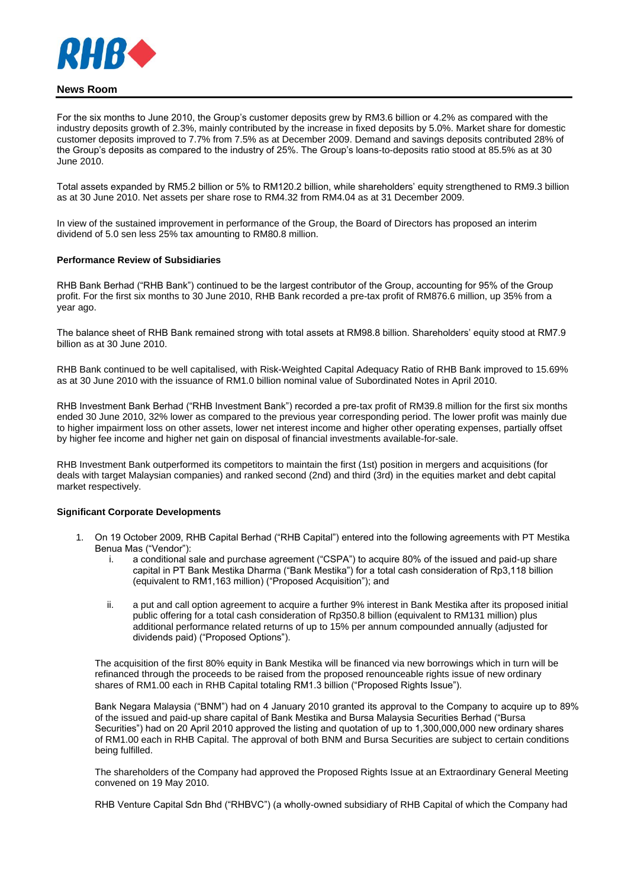For the six months to June 2010, the Group's customer deposits grew by RM3.6 billion or 4.2% as compared with the industry deposits growth of 2.3%, mainly contributed by the increase in fixed deposits by 5.0%. Market share for domestic customer deposits improved to 7.7% from 7.5% as at December 2009. Demand and savings deposits contributed 28% of the Group's deposits as compared to the industry of 25%. The Group's loans-to-deposits ratio stood at 85.5% as at 30 June 2010.

Total assets expanded by RM5.2 billion or 5% to RM120.2 billion, while shareholders' equity strengthened to RM9.3 billion as at 30 June 2010. Net assets per share rose to RM4.32 from RM4.04 as at 31 December 2009.

In view of the sustained improvement in performance of the Group, the Board of Directors has proposed an interim dividend of 5.0 sen less 25% tax amounting to RM80.8 million.

**Performance Review of Subsidiaries**

RHB Bank Berhad ("RHB Bank") continued to be the largest contributor of the Group, accounting for 95% of the Group profit. For the first six months to 30 June 2010, RHB Bank recorded a pre-tax profit of RM876.6 million, up 35% from a year ago.

The balance sheet of RHB Bank remained strong with total assets at RM98.8 billion. Shareholders' equity stood at RM7.9 billion as at 30 June 2010.

RHB Bank continued to be well capitalised, with Risk-Weighted Capital Adequacy Ratio of RHB Bank improved to 15.69% as at 30 June 2010 with the issuance of RM1.0 billion nominal value of Subordinated Notes in April 2010.

RHB Investment Bank Berhad ("RHB Investment Bank") recorded a pre-tax profit of RM39.8 million for the first six months ended 30 June 2010, 32% lower as compared to the previous year corresponding period. The lower profit was mainly due to higher impairment loss on other assets, lower net interest income and higher other operating expenses, partially offset by higher fee income and higher net gain on disposal of financial investments available-for-sale.

RHB Investment Bank outperformed its competitors to maintain the first (1st) position in mergers and acquisitions (for deals with target Malaysian companies) and ranked second (2nd) and third (3rd) in the equities market and debt capital market respectively.

**Significant Corporate Developments**

1. On 19 October 2009, RHB Capital Berhad ("RHB Capital") entered into the following agreements with PT Mestika Benua Mas ("Vendor"):
   i. a conditional sale and purchase agreement ("CSPA") to acquire 80% of the issued and paid-up share capital in PT Bank Mestika Dharma ("Bank Mestika") for a total cash consideration of Rp3,118 billion (equivalent to RM1,163 million) ("Proposed Acquisition"); and

   ii. a put and call option agreement to acquire a further 9% interest in Bank Mestika after its proposed initial public offering for a total cash consideration of Rp350.8 billion (equivalent to RM131 million) plus additional performance related returns of up to 15% per annum compounded annually (adjusted for dividends paid) ("Proposed Options").

   The acquisition of the first 80% equity in Bank Mestika will be financed via new borrowings which in turn will be refinanced through the proceeds to be raised from the proposed renounceable rights issue of new ordinary shares of RM1.00 each in RHB Capital totaling RM1.3 billion ("Proposed Rights Issue").

   Bank Negara Malaysia ("BNM") had on 4 January 2010 granted its approval to the Company to acquire up to 89% of the issued and paid-up share capital of Bank Mestika and Bursa Malaysia Securities Berhad ("Bursa Securities") had on 20 April 2010 approved the listing and quotation of up to 1,300,000,000 new ordinary shares of RM1.00 each in RHB Capital. The approval of both BNM and Bursa Securities are subject to certain conditions being fulfilled.

   The shareholders of the Company had approved the Proposed Rights Issue at an Extraordinary General Meeting convened on 19 May 2010.

   RHB Venture Capital Sdn Bhd ("RHBVC") (a wholly-owned subsidiary of RHB Capital of which the Company had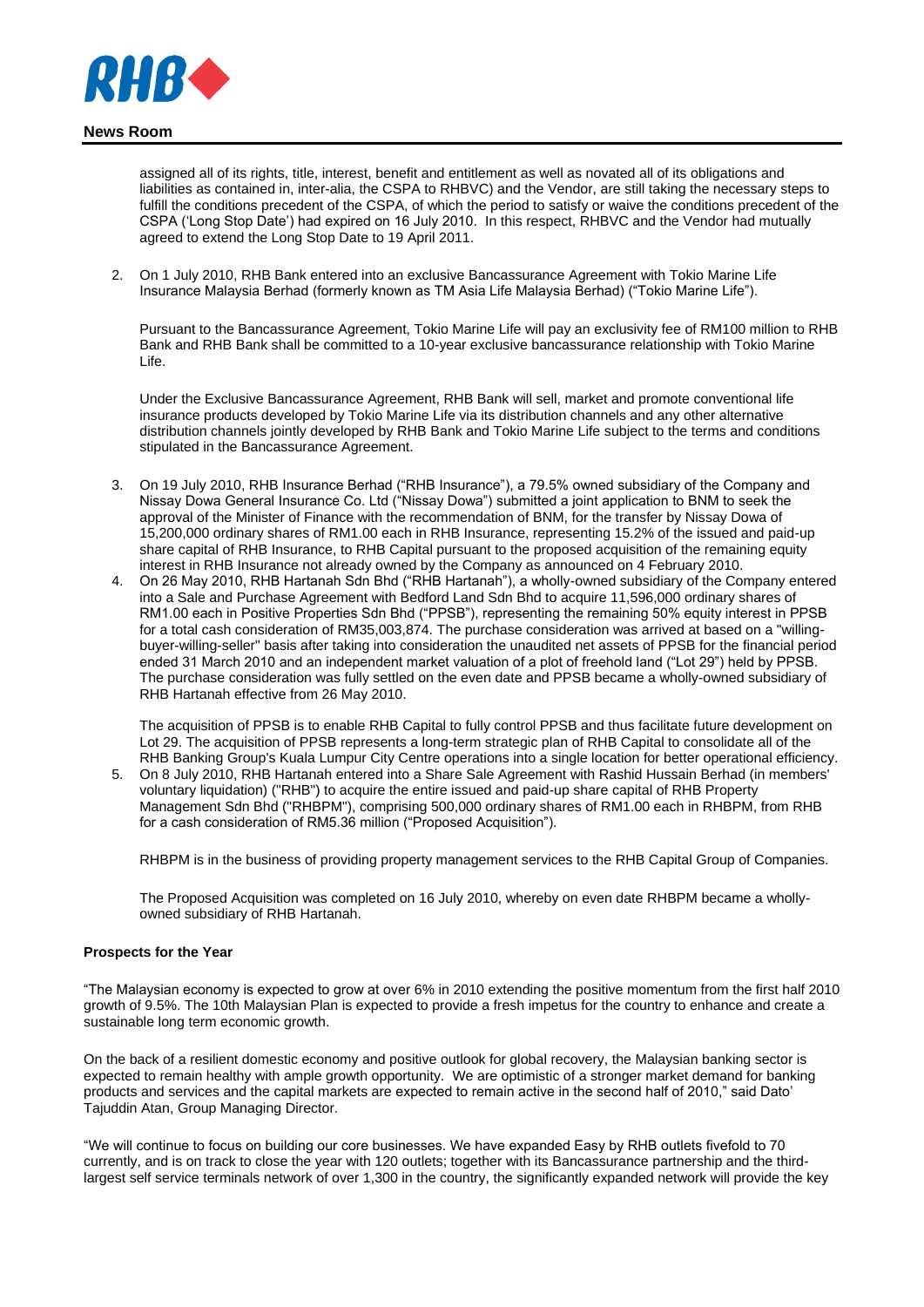assigned all of its rights, title, interest, benefit and entitlement as well as novated all of its obligations and liabilities as contained in, inter-alia, the CSPA to RHBVC) and the Vendor, are still taking the necessary steps to fulfill the conditions precedent of the CSPA, of which the period to satisfy or waive the conditions precedent of the CSPA ('Long Stop Date') had expired on 16 July 2010. In this respect, RHBVC and the Vendor had mutually agreed to extend the Long Stop Date to 19 April 2011.

2. On 1 July 2010, RHB Bank entered into an exclusive Bancassurance Agreement with Tokio Marine Life Insurance Malaysia Berhad (formerly known as TM Asia Life Malaysia Berhad) ("Tokio Marine Life").

   Pursuant to the Bancassurance Agreement, Tokio Marine Life will pay an exclusivity fee of RM100 million to RHB Bank and RHB Bank shall be committed to a 10-year exclusive bancassurance relationship with Tokio Marine Life.

   Under the Exclusive Bancassurance Agreement, RHB Bank will sell, market and promote conventional life insurance products developed by Tokio Marine Life via its distribution channels and any other alternative distribution channels jointly developed by RHB Bank and Tokio Marine Life subject to the terms and conditions stipulated in the Bancassurance Agreement.

3. On 19 July 2010, RHB Insurance Berhad ("RHB Insurance"), a 79.5% owned subsidiary of the Company and Nissay Dowa General Insurance Co. Ltd ("Nissay Dowa") submitted a joint application to BNM to seek the approval of the Minister of Finance with the recommendation of BNM, for the transfer by Nissay Dowa of 15,200,000 ordinary shares of RM1.00 each in RHB Insurance, representing 15.2% of the issued and paid-up share capital of RHB Insurance, to RHB Capital pursuant to the proposed acquisition of the remaining equity interest in RHB Insurance not already owned by the Company as announced on 4 February 2010.

4. On 26 May 2010, RHB Hartanah Sdn Bhd ("RHB Hartanah"), a wholly-owned subsidiary of the Company entered into a Sale and Purchase Agreement with Bedford Land Sdn Bhd to acquire 11,596,000 ordinary shares of RM1.00 each in Positive Properties Sdn Bhd ("PPSB"), representing the remaining 50% equity interest in PPSB for a total cash consideration of RM35,003,874. The purchase consideration was arrived at based on a "willing-buyer-willing-seller" basis after taking into consideration the unaudited net assets of PPSB for the financial period ended 31 March 2010 and an independent market valuation of a plot of freehold land ("Lot 29") held by PPSB. The purchase consideration was fully settled on the even date and PPSB became a wholly-owned subsidiary of RHB Hartanah effective from 26 May 2010.

   The acquisition of PPSB is to enable RHB Capital to fully control PPSB and thus facilitate future development on Lot 29. The acquisition of PPSB represents a long-term strategic plan of RHB Capital to consolidate all of the RHB Banking Group's Kuala Lumpur City Centre operations into a single location for better operational efficiency.

5. On 8 July 2010, RHB Hartanah entered into a Share Sale Agreement with Rashid Hussain Berhad (in members' voluntary liquidation) ("RHB") to acquire the entire issued and paid-up share capital of RHB Property Management Sdn Bhd ("RHBPM"), comprising 500,000 ordinary shares of RM1.00 each in RHBPM, from RHB for a cash consideration of RM5.36 million ("Proposed Acquisition").

   RHBPM is in the business of providing property management services to the RHB Capital Group of Companies.

   The Proposed Acquisition was completed on 16 July 2010, whereby on even date RHBPM became a wholly-owned subsidiary of RHB Hartanah.

**Prospects for the Year**

"The Malaysian economy is expected to grow at over 6% in 2010 extending the positive momentum from the first half 2010 growth of 9.5%. The 10th Malaysian Plan is expected to provide a fresh impetus for the country to enhance and create a sustainable long term economic growth.

On the back of a resilient domestic economy and positive outlook for global recovery, the Malaysian banking sector is expected to remain healthy with ample growth opportunity. We are optimistic of a stronger market demand for banking products and services and the capital markets are expected to remain active in the second half of 2010," said Dato' Tajuddin Atan, Group Managing Director.

"We will continue to focus on building our core businesses. We have expanded Easy by RHB outlets fivefold to 70 currently, and is on track to close the year with 120 outlets; together with its Bancassurance partnership and the third-largest self service terminals network of over 1,300 in the country, the significantly expanded network will provide the key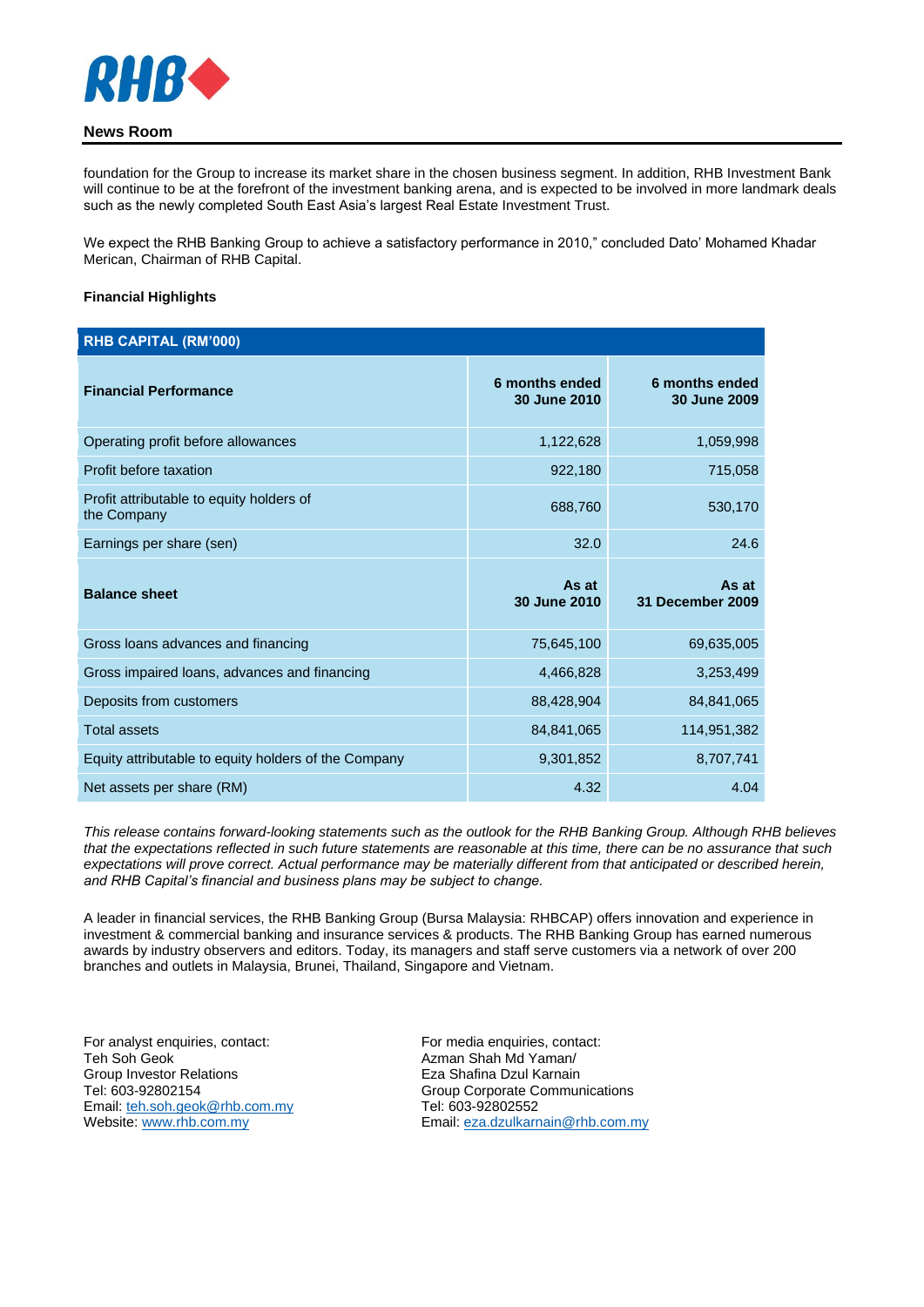**News Room**

foundation for the Group to increase its market share in the chosen business segment. In addition, RHB Investment Bank will continue to be at the forefront of the investment banking arena, and is expected to be involved in more landmark deals such as the newly completed South East Asia's largest Real Estate Investment Trust.

We expect the RHB Banking Group to achieve a satisfactory performance in 2010," concluded Dato' Mohamed Khadar Merican, Chairman of RHB Capital.

**Financial Highlights**

| RHB CAPITAL (RM'000) | | |
|---|---|---|
| **Financial Performance** | **6 months ended 30 June 2010** | **6 months ended 30 June 2009** |
| Operating profit before allowances | 1,122,628 | 1,059,998 |
| Profit before taxation | 922,180 | 715,058 |
| Profit attributable to equity holders of the Company | 688,760 | 530,170 |
| Earnings per share (sen) | 32.0 | 24.6 |
| **Balance sheet** | **As at 30 June 2010** | **As at 31 December 2009** |
| Gross loans advances and financing | 75,645,100 | 69,635,005 |
| Gross impaired loans, advances and financing | 4,466,828 | 3,253,499 |
| Deposits from customers | 88,428,904 | 84,841,065 |
| Total assets | 84,841,065 | 114,951,382 |
| Equity attributable to equity holders of the Company | 9,301,852 | 8,707,741 |
| Net assets per share (RM) | 4.32 | 4.04 |

*This release contains forward-looking statements such as the outlook for the RHB Banking Group. Although RHB believes that the expectations reflected in such future statements are reasonable at this time, there can be no assurance that such expectations will prove correct. Actual performance may be materially different from that anticipated or described herein, and RHB Capital's financial and business plans may be subject to change.*

A leader in financial services, the RHB Banking Group (Bursa Malaysia: RHBCAP) offers innovation and experience in investment & commercial banking and insurance services & products. The RHB Banking Group has earned numerous awards by industry observers and editors. Today, its managers and staff serve customers via a network of over 200 branches and outlets in Malaysia, Brunei, Thailand, Singapore and Vietnam.

For analyst enquiries, contact:
Teh Soh Geok
Group Investor Relations
Tel: 603-92802154
Email: teh.soh.geok@rhb.com.my
Website: www.rhb.com.my

For media enquiries, contact:
Azman Shah Md Yaman/
Eza Shafina Dzul Karnain
Group Corporate Communications
Tel: 603-92802552
Email: eza.dzulkarnain@rhb.com.my